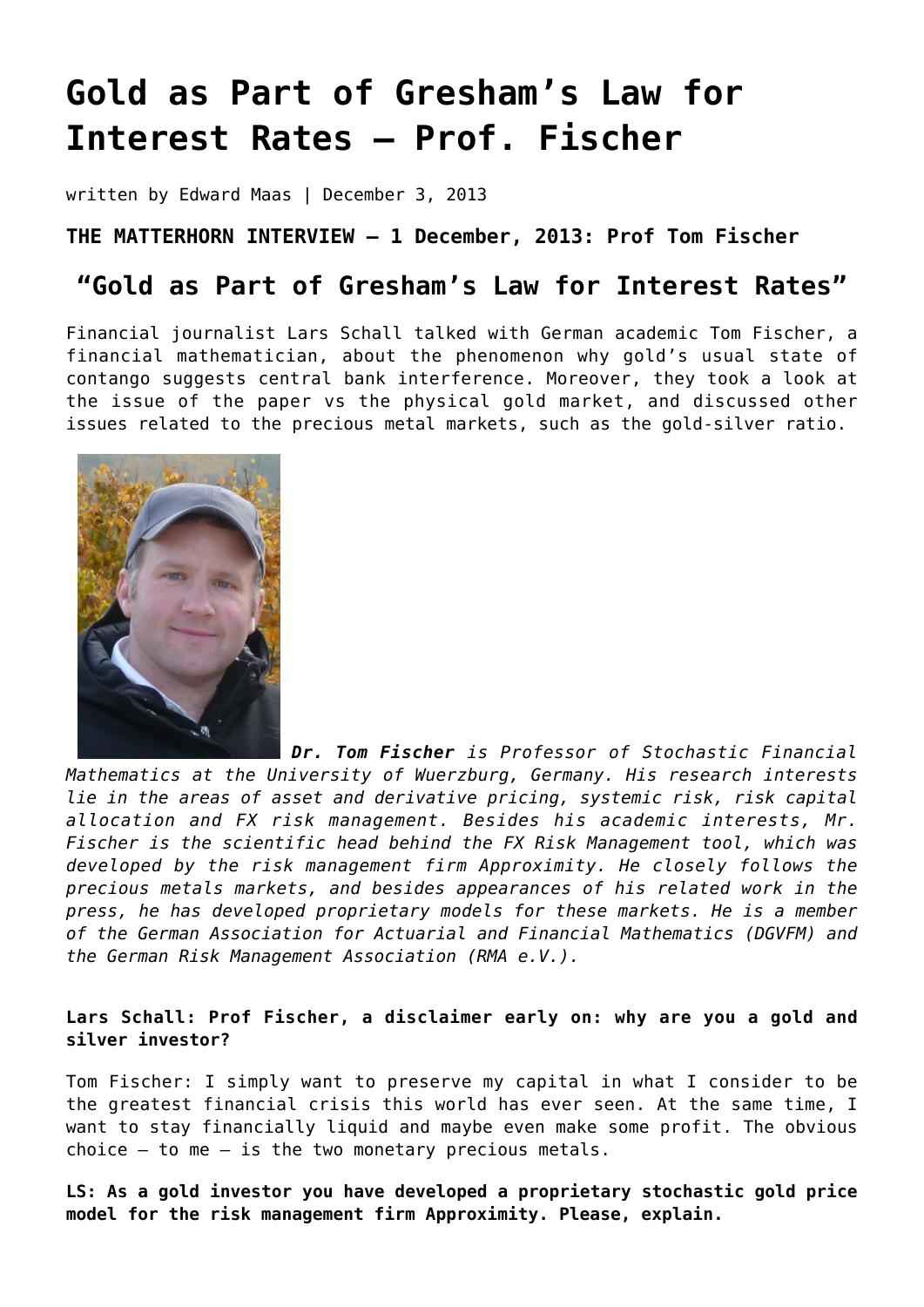# Gold as Part of Gresham's Law for Interest Rates – Prof. Fischer

written by Edward Maas | December 3, 2013

**THE MATTERHORN INTERVIEW – 1 December, 2013: Prof Tom Fischer**

## "Gold as Part of Gresham's Law for Interest Rates"

Financial journalist Lars Schall talked with German academic Tom Fischer, a financial mathematician, about the phenomenon why gold's usual state of contango suggests central bank interference. Moreover, they took a look at the issue of the paper vs the physical gold market, and discussed other issues related to the precious metal markets, such as the gold-silver ratio.

***Dr. Tom Fischer*** *is Professor of Stochastic Financial Mathematics at the University of Wuerzburg, Germany. His research interests lie in the areas of asset and derivative pricing, systemic risk, risk capital allocation and FX risk management. Besides his academic interests, Mr. Fischer is the scientific head behind the FX Risk Management tool, which was developed by the risk management firm Approximity. He closely follows the precious metals markets, and besides appearances of his related work in the press, he has developed proprietary models for these markets. He is a member of the German Association for Actuarial and Financial Mathematics (DGVFM) and the German Risk Management Association (RMA e.V.).*

**Lars Schall: Prof Fischer, a disclaimer early on: why are you a gold and silver investor?**

Tom Fischer: I simply want to preserve my capital in what I consider to be the greatest financial crisis this world has ever seen. At the same time, I want to stay financially liquid and maybe even make some profit. The obvious choice – to me – is the two monetary precious metals.

**LS: As a gold investor you have developed a proprietary stochastic gold price model for the risk management firm Approximity. Please, explain.**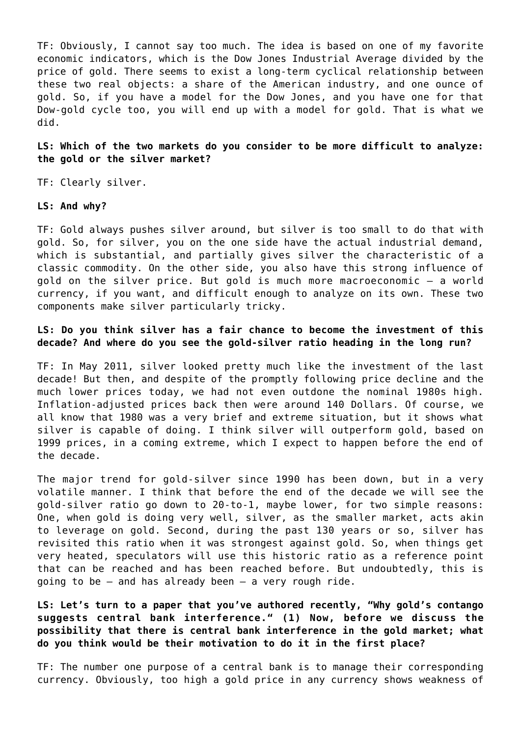TF: Obviously, I cannot say too much. The idea is based on one of my favorite economic indicators, which is the Dow Jones Industrial Average divided by the price of gold. There seems to exist a long-term cyclical relationship between these two real objects: a share of the American industry, and one ounce of gold. So, if you have a model for the Dow Jones, and you have one for that Dow-gold cycle too, you will end up with a model for gold. That is what we did.

**LS: Which of the two markets do you consider to be more difficult to analyze: the gold or the silver market?**

TF: Clearly silver.

**LS: And why?**

TF: Gold always pushes silver around, but silver is too small to do that with gold. So, for silver, you on the one side have the actual industrial demand, which is substantial, and partially gives silver the characteristic of a classic commodity. On the other side, you also have this strong influence of gold on the silver price. But gold is much more macroeconomic – a world currency, if you want, and difficult enough to analyze on its own. These two components make silver particularly tricky.

**LS: Do you think silver has a fair chance to become the investment of this decade? And where do you see the gold-silver ratio heading in the long run?**

TF: In May 2011, silver looked pretty much like the investment of the last decade! But then, and despite of the promptly following price decline and the much lower prices today, we had not even outdone the nominal 1980s high. Inflation-adjusted prices back then were around 140 Dollars. Of course, we all know that 1980 was a very brief and extreme situation, but it shows what silver is capable of doing. I think silver will outperform gold, based on 1999 prices, in a coming extreme, which I expect to happen before the end of the decade.

The major trend for gold-silver since 1990 has been down, but in a very volatile manner. I think that before the end of the decade we will see the gold-silver ratio go down to 20-to-1, maybe lower, for two simple reasons: One, when gold is doing very well, silver, as the smaller market, acts akin to leverage on gold. Second, during the past 130 years or so, silver has revisited this ratio when it was strongest against gold. So, when things get very heated, speculators will use this historic ratio as a reference point that can be reached and has been reached before. But undoubtedly, this is going to be – and has already been – a very rough ride.

**LS: Let's turn to a paper that you've authored recently, "Why gold's contango suggests central bank interference." (1) Now, before we discuss the possibility that there is central bank interference in the gold market; what do you think would be their motivation to do it in the first place?**

TF: The number one purpose of a central bank is to manage their corresponding currency. Obviously, too high a gold price in any currency shows weakness of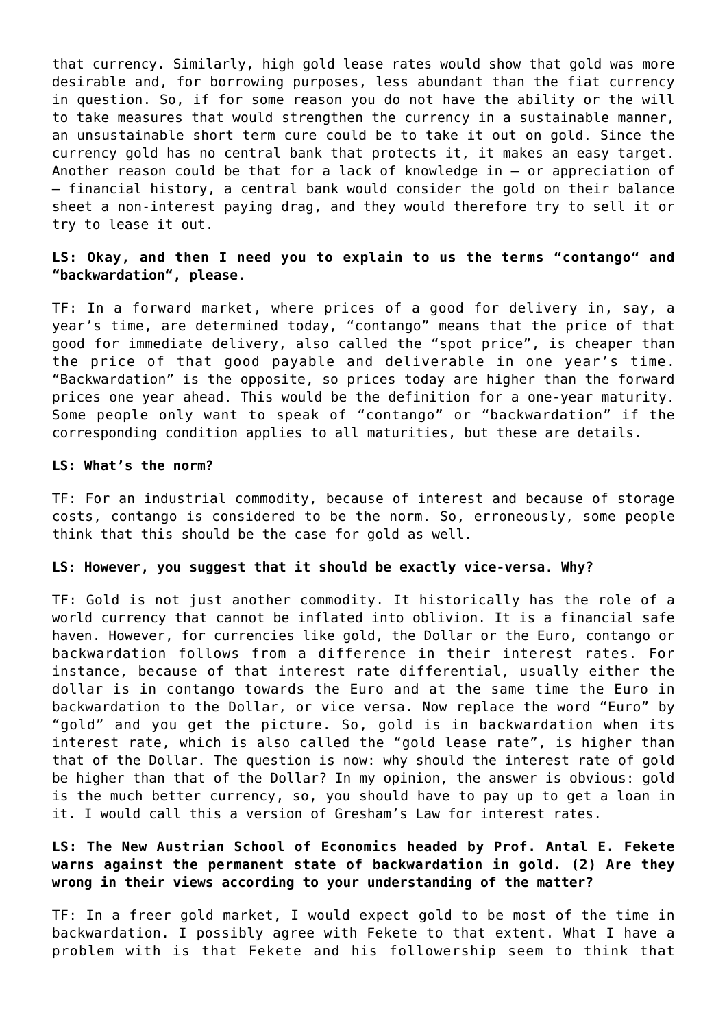that currency. Similarly, high gold lease rates would show that gold was more desirable and, for borrowing purposes, less abundant than the fiat currency in question. So, if for some reason you do not have the ability or the will to take measures that would strengthen the currency in a sustainable manner, an unsustainable short term cure could be to take it out on gold. Since the currency gold has no central bank that protects it, it makes an easy target. Another reason could be that for a lack of knowledge in – or appreciation of – financial history, a central bank would consider the gold on their balance sheet a non-interest paying drag, and they would therefore try to sell it or try to lease it out.

**LS: Okay, and then I need you to explain to us the terms "contango" and "backwardation", please.**

TF: In a forward market, where prices of a good for delivery in, say, a year's time, are determined today, "contango" means that the price of that good for immediate delivery, also called the "spot price", is cheaper than the price of that good payable and deliverable in one year's time. "Backwardation" is the opposite, so prices today are higher than the forward prices one year ahead. This would be the definition for a one-year maturity. Some people only want to speak of "contango" or "backwardation" if the corresponding condition applies to all maturities, but these are details.

**LS: What's the norm?**

TF: For an industrial commodity, because of interest and because of storage costs, contango is considered to be the norm. So, erroneously, some people think that this should be the case for gold as well.

**LS: However, you suggest that it should be exactly vice-versa. Why?**

TF: Gold is not just another commodity. It historically has the role of a world currency that cannot be inflated into oblivion. It is a financial safe haven. However, for currencies like gold, the Dollar or the Euro, contango or backwardation follows from a difference in their interest rates. For instance, because of that interest rate differential, usually either the dollar is in contango towards the Euro and at the same time the Euro in backwardation to the Dollar, or vice versa. Now replace the word "Euro" by "gold" and you get the picture. So, gold is in backwardation when its interest rate, which is also called the "gold lease rate", is higher than that of the Dollar. The question is now: why should the interest rate of gold be higher than that of the Dollar? In my opinion, the answer is obvious: gold is the much better currency, so, you should have to pay up to get a loan in it. I would call this a version of Gresham's Law for interest rates.

**LS: The New Austrian School of Economics headed by Prof. Antal E. Fekete warns against the permanent state of backwardation in gold. (2) Are they wrong in their views according to your understanding of the matter?**

TF: In a freer gold market, I would expect gold to be most of the time in backwardation. I possibly agree with Fekete to that extent. What I have a problem with is that Fekete and his followership seem to think that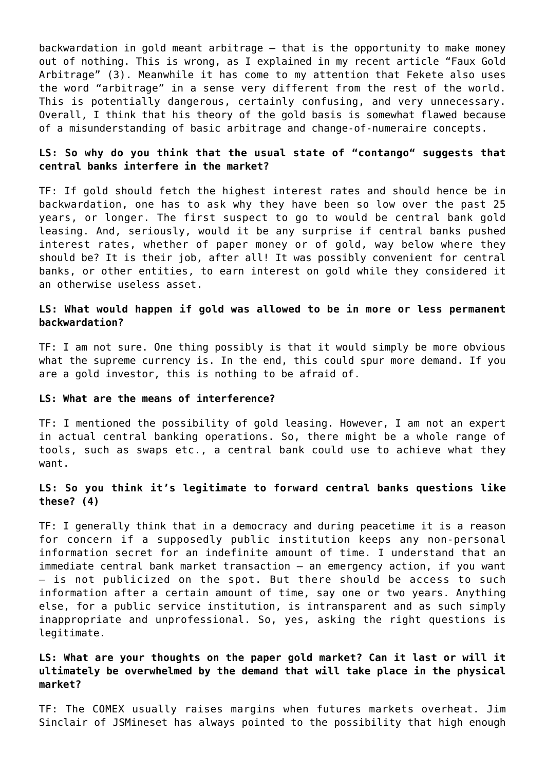backwardation in gold meant arbitrage – that is the opportunity to make money out of nothing. This is wrong, as I explained in my recent article "Faux Gold Arbitrage" (3). Meanwhile it has come to my attention that Fekete also uses the word "arbitrage" in a sense very different from the rest of the world. This is potentially dangerous, certainly confusing, and very unnecessary. Overall, I think that his theory of the gold basis is somewhat flawed because of a misunderstanding of basic arbitrage and change-of-numeraire concepts.

**LS: So why do you think that the usual state of "contango" suggests that central banks interfere in the market?**

TF: If gold should fetch the highest interest rates and should hence be in backwardation, one has to ask why they have been so low over the past 25 years, or longer. The first suspect to go to would be central bank gold leasing. And, seriously, would it be any surprise if central banks pushed interest rates, whether of paper money or of gold, way below where they should be? It is their job, after all! It was possibly convenient for central banks, or other entities, to earn interest on gold while they considered it an otherwise useless asset.

**LS: What would happen if gold was allowed to be in more or less permanent backwardation?**

TF: I am not sure. One thing possibly is that it would simply be more obvious what the supreme currency is. In the end, this could spur more demand. If you are a gold investor, this is nothing to be afraid of.

**LS: What are the means of interference?**

TF: I mentioned the possibility of gold leasing. However, I am not an expert in actual central banking operations. So, there might be a whole range of tools, such as swaps etc., a central bank could use to achieve what they want.

**LS: So you think it's legitimate to forward central banks questions like these? (4)**

TF: I generally think that in a democracy and during peacetime it is a reason for concern if a supposedly public institution keeps any non-personal information secret for an indefinite amount of time. I understand that an immediate central bank market transaction – an emergency action, if you want – is not publicized on the spot. But there should be access to such information after a certain amount of time, say one or two years. Anything else, for a public service institution, is intransparent and as such simply inappropriate and unprofessional. So, yes, asking the right questions is legitimate.

**LS: What are your thoughts on the paper gold market? Can it last or will it ultimately be overwhelmed by the demand that will take place in the physical market?**

TF: The COMEX usually raises margins when futures markets overheat. Jim Sinclair of JSMineset has always pointed to the possibility that high enough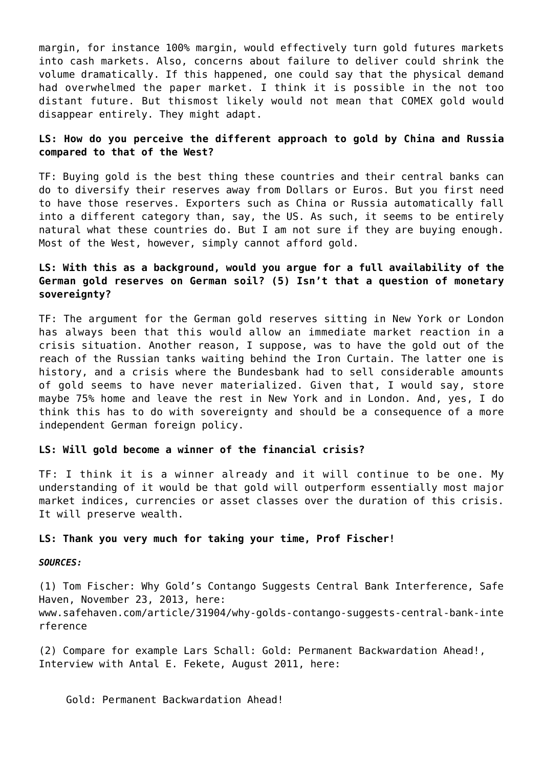margin, for instance 100% margin, would effectively turn gold futures markets into cash markets. Also, concerns about failure to deliver could shrink the volume dramatically. If this happened, one could say that the physical demand had overwhelmed the paper market. I think it is possible in the not too distant future. But thismost likely would not mean that COMEX gold would disappear entirely. They might adapt.

**LS: How do you perceive the different approach to gold by China and Russia compared to that of the West?**

TF: Buying gold is the best thing these countries and their central banks can do to diversify their reserves away from Dollars or Euros. But you first need to have those reserves. Exporters such as China or Russia automatically fall into a different category than, say, the US. As such, it seems to be entirely natural what these countries do. But I am not sure if they are buying enough. Most of the West, however, simply cannot afford gold.

**LS: With this as a background, would you argue for a full availability of the German gold reserves on German soil? (5) Isn't that a question of monetary sovereignty?**

TF: The argument for the German gold reserves sitting in New York or London has always been that this would allow an immediate market reaction in a crisis situation. Another reason, I suppose, was to have the gold out of the reach of the Russian tanks waiting behind the Iron Curtain. The latter one is history, and a crisis where the Bundesbank had to sell considerable amounts of gold seems to have never materialized. Given that, I would say, store maybe 75% home and leave the rest in New York and in London. And, yes, I do think this has to do with sovereignty and should be a consequence of a more independent German foreign policy.

**LS: Will gold become a winner of the financial crisis?**

TF: I think it is a winner already and it will continue to be one. My understanding of it would be that gold will outperform essentially most major market indices, currencies or asset classes over the duration of this crisis. It will preserve wealth.

**LS: Thank you very much for taking your time, Prof Fischer!**

***SOURCES:***

(1) Tom Fischer: Why Gold's Contango Suggests Central Bank Interference, Safe Haven, November 23, 2013, here: www.safehaven.com/article/31904/why-golds-contango-suggests-central-bank-interference

(2) Compare for example Lars Schall: Gold: Permanent Backwardation Ahead!, Interview with Antal E. Fekete, August 2011, here:

Gold: Permanent Backwardation Ahead!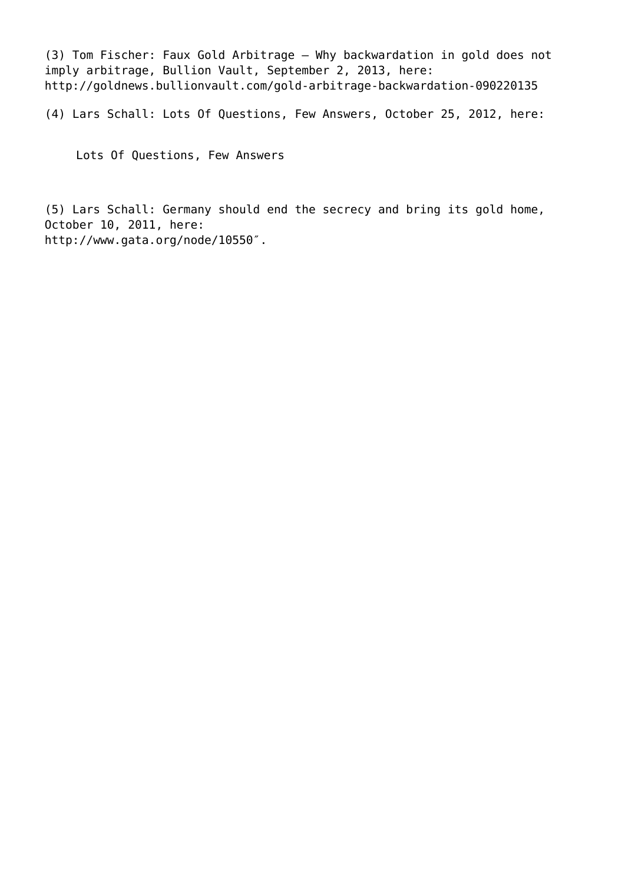(3) Tom Fischer: Faux Gold Arbitrage – Why backwardation in gold does not imply arbitrage, Bullion Vault, September 2, 2013, here: http://goldnews.bullionvault.com/gold-arbitrage-backwardation-090220135

(4) Lars Schall: Lots Of Questions, Few Answers, October 25, 2012, here:

Lots Of Questions, Few Answers

(5) Lars Schall: Germany should end the secrecy and bring its gold home, October 10, 2011, here: http://www.gata.org/node/10550″.